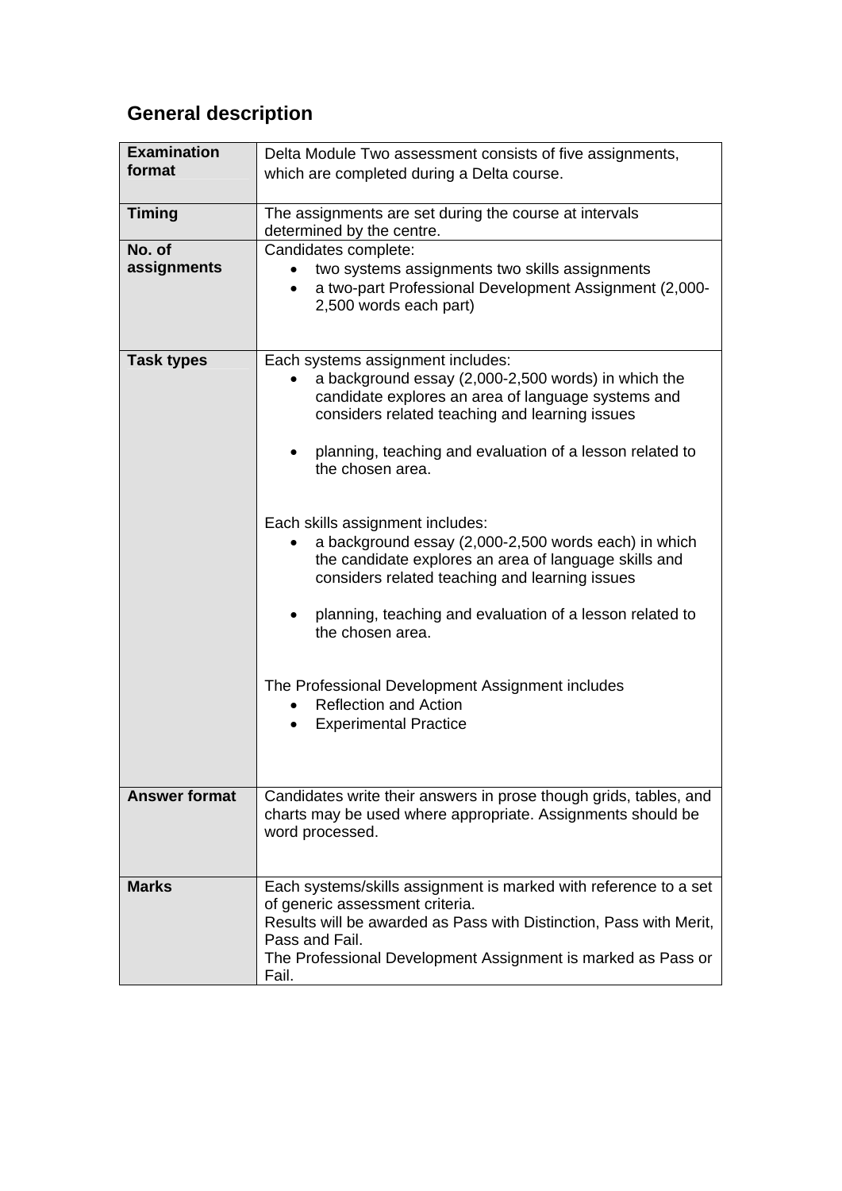## General description

| | |
|---|---|
| **Examination format** | Delta Module Two assessment consists of five assignments, which are completed during a Delta course. |
| **Timing** | The assignments are set during the course at intervals determined by the centre. |
| **No. of assignments** | Candidates complete:<br>• two systems assignments two skills assignments<br>• a two-part Professional Development Assignment (2,000-2,500 words each part) |
| **Task types** | Each systems assignment includes:<br>• a background essay (2,000-2,500 words) in which the candidate explores an area of language systems and considers related teaching and learning issues<br>• planning, teaching and evaluation of a lesson related to the chosen area.<br><br>Each skills assignment includes:<br>• a background essay (2,000-2,500 words each) in which the candidate explores an area of language skills and considers related teaching and learning issues<br>• planning, teaching and evaluation of a lesson related to the chosen area.<br><br>The Professional Development Assignment includes<br>• Reflection and Action<br>• Experimental Practice |
| **Answer format** | Candidates write their answers in prose though grids, tables, and charts may be used where appropriate. Assignments should be word processed. |
| **Marks** | Each systems/skills assignment is marked with reference to a set of generic assessment criteria.<br>Results will be awarded as Pass with Distinction, Pass with Merit, Pass and Fail.<br>The Professional Development Assignment is marked as Pass or Fail. |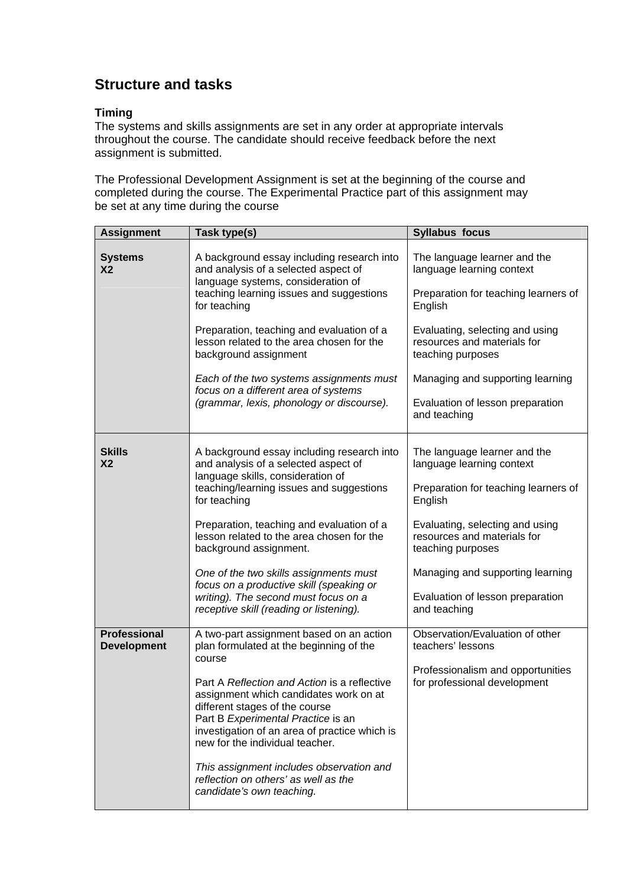## Structure and tasks

**Timing**
The systems and skills assignments are set in any order at appropriate intervals throughout the course. The candidate should receive feedback before the next assignment is submitted.

The Professional Development Assignment is set at the beginning of the course and completed during the course. The Experimental Practice part of this assignment may be set at any time during the course

| Assignment | Task type(s) | Syllabus focus |
|---|---|---|
| **Systems X2** | A background essay including research into and analysis of a selected aspect of language systems, consideration of teaching learning issues and suggestions for teaching<br><br>Preparation, teaching and evaluation of a lesson related to the area chosen for the background assignment<br><br>*Each of the two systems assignments must focus on a different area of systems (grammar, lexis, phonology or discourse).* | The language learner and the language learning context<br><br>Preparation for teaching learners of English<br><br>Evaluating, selecting and using resources and materials for teaching purposes<br><br>Managing and supporting learning<br><br>Evaluation of lesson preparation and teaching |
| **Skills X2** | A background essay including research into and analysis of a selected aspect of language skills, consideration of teaching/learning issues and suggestions for teaching<br><br>Preparation, teaching and evaluation of a lesson related to the area chosen for the background assignment.<br><br>*One of the two skills assignments must focus on a productive skill (speaking or writing). The second must focus on a receptive skill (reading or listening).* | The language learner and the language learning context<br><br>Preparation for teaching learners of English<br><br>Evaluating, selecting and using resources and materials for teaching purposes<br><br>Managing and supporting learning<br><br>Evaluation of lesson preparation and teaching |
| **Professional Development** | A two-part assignment based on an action plan formulated at the beginning of the course<br><br>Part A *Reflection and Action* is a reflective assignment which candidates work on at different stages of the course<br>Part B *Experimental Practice* is an investigation of an area of practice which is new for the individual teacher.<br><br>*This assignment includes observation and reflection on others' as well as the candidate's own teaching.* | Observation/Evaluation of other teachers' lessons<br><br>Professionalism and opportunities for professional development |